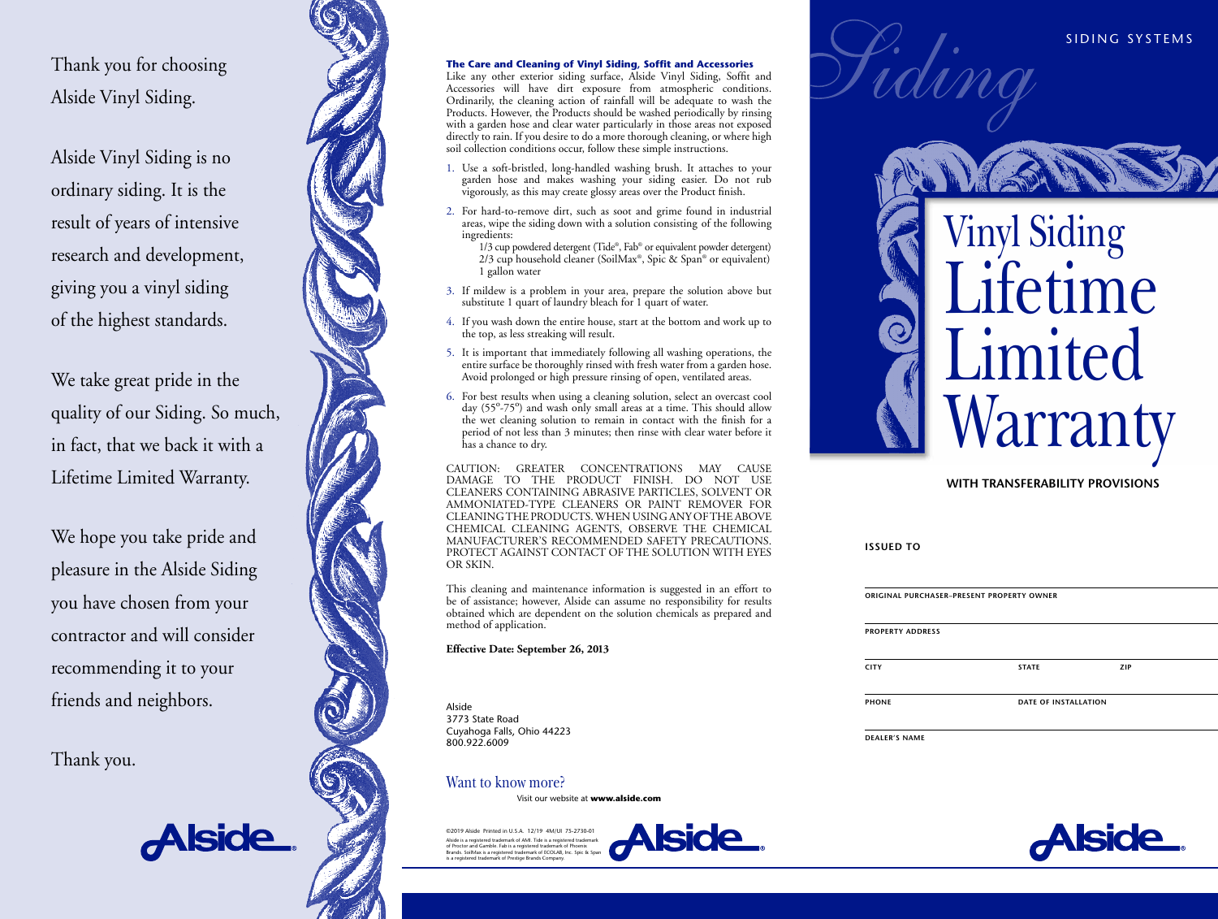Thank you for choosing Alside Vinyl Siding.

Alside Vinyl Siding is no ordinary siding. It is the result of years of intensive research and development, giving you a vinyl siding of the highest standards.

We take great pride in the quality of our Siding. So much, in fact, that we back it with a Lifetime Limited Warranty.

We hope you take pride and pleasure in the Alside Siding you have chosen from your contractor and will consider recommending it to your friends and neighbors.

Thank you.

Alside

**The Care and Cleaning of Vinyl Siding, Soffit and Accessories**

Like any other exterior siding surface, Alside Vinyl Siding, Soffit and Accessories will have dirt exposure from atmospheric conditions. Ordinarily, the cleaning action of rainfall will be adequate to wash the Products. However, the Products should be washed periodically by rinsing with a garden hose and clear water particularly in those areas not exposed directly to rain. If you desire to do a more thorough cleaning, or where high soil collection conditions occur, follow these simple instructions.

1. Use a soft-bristled, long-handled washing brush. It attaches to your garden hose and makes washing your siding easier. Do not rub vigorously, as this may create glossy areas over the Product finish.
2. For hard-to-remove dirt, such as soot and grime found in industrial areas, wipe the siding down with a solution consisting of the following ingredients:
   1/3 cup powdered detergent (Tide®, Fab® or equivalent powder detergent)
   2/3 cup household cleaner (SoilMax®, Spic & Span® or equivalent)
   1 gallon water
3. If mildew is a problem in your area, prepare the solution above but substitute 1 quart of laundry bleach for 1 quart of water.
4. If you wash down the entire house, start at the bottom and work up to the top, as less streaking will result.
5. It is important that immediately following all washing operations, the entire surface be thoroughly rinsed with fresh water from a garden hose. Avoid prolonged or high pressure rinsing of open, ventilated areas.
6. For best results when using a cleaning solution, select an overcast cool day (55º-75º) and wash only small areas at a time. This should allow the wet cleaning solution to remain in contact with the finish for a period of not less than 3 minutes; then rinse with clear water before it has a chance to dry.

CAUTION: GREATER CONCENTRATIONS MAY CAUSE DAMAGE TO THE PRODUCT FINISH. DO NOT USE CLEANERS CONTAINING ABRASIVE PARTICLES, SOLVENT OR AMMONIATED-TYPE CLEANERS OR PAINT REMOVER FOR CLEANING THE PRODUCTS. WHEN USING ANY OF THE ABOVE CHEMICAL CLEANING AGENTS, OBSERVE THE CHEMICAL MANUFACTURER'S RECOMMENDED SAFETY PRECAUTIONS. PROTECT AGAINST CONTACT OF THE SOLUTION WITH EYES OR SKIN.

This cleaning and maintenance information is suggested in an effort to be of assistance; however, Alside can assume no responsibility for results obtained which are dependent on the solution chemicals as prepared and method of application.

**Effective Date: September 26, 2013**

Alside
3773 State Road
Cuyahoga Falls, Ohio 44223
800.922.6009

Want to know more?
Visit our website at **www.alside.com**

©2019 Alside Printed in U.S.A. 12/19 4M/UI 75-2730-01
Alside is a registered trademark of AMI. Tide is a registered trademark of Proctor and Gamble. Fab is a registered trademark of Phoenix Brands. SoilMax is a registered trademark of ECOLAB, Inc. Spic & Span is a registered trademark of Prestige Brands Company.

Alside

*Siding*

SIDING SYSTEMS

# Vinyl Siding Lifetime Limited Warranty

**WITH TRANSFERABILITY PROVISIONS**

**ISSUED TO**

ORIGINAL PURCHASER–PRESENT PROPERTY OWNER

PROPERTY ADDRESS

CITY STATE ZIP

PHONE DATE OF INSTALLATION

DEALER'S NAME

Alside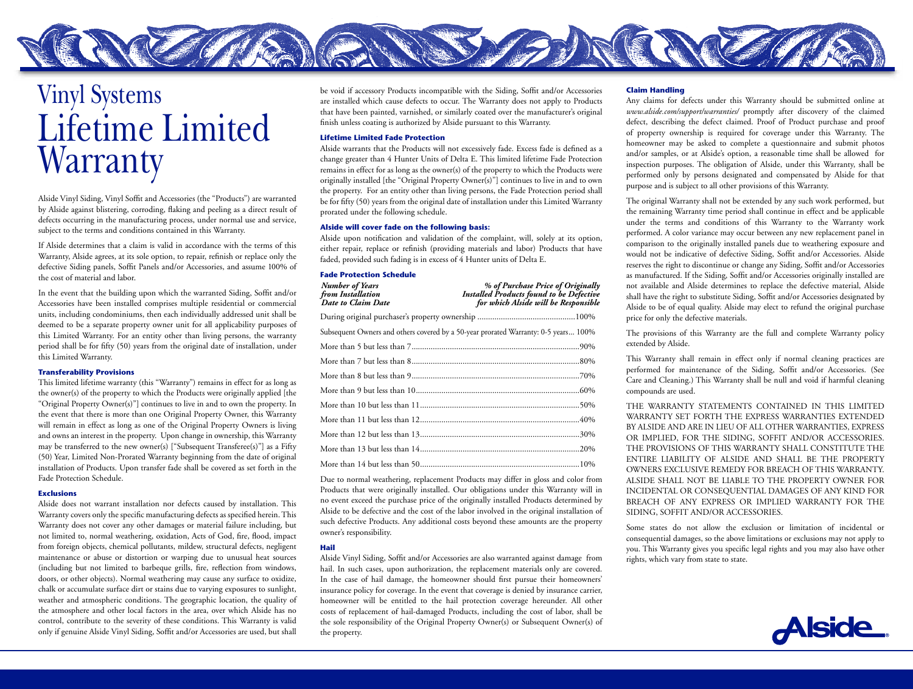# Vinyl Systems Lifetime Limited Warranty

Alside Vinyl Siding, Vinyl Soffit and Accessories (the "Products") are warranted by Alside against blistering, corroding, flaking and peeling as a direct result of defects occurring in the manufacturing process, under normal use and service, subject to the terms and conditions contained in this Warranty.

If Alside determines that a claim is valid in accordance with the terms of this Warranty, Alside agrees, at its sole option, to repair, refinish or replace only the defective Siding panels, Soffit Panels and/or Accessories, and assume 100% of the cost of material and labor.

In the event that the building upon which the warranted Siding, Soffit and/or Accessories have been installed comprises multiple residential or commercial units, including condominiums, then each individually addressed unit shall be deemed to be a separate property owner unit for all applicability purposes of this Limited Warranty. For an entity other than living persons, the warranty period shall be for fifty (50) years from the original date of installation, under this Limited Warranty.

### Transferability Provisions

This limited lifetime warranty (this "Warranty") remains in effect for as long as the owner(s) of the property to which the Products were originally applied [the "Original Property Owner(s)"] continues to live in and to own the property. In the event that there is more than one Original Property Owner, this Warranty will remain in effect as long as one of the Original Property Owners is living and owns an interest in the property. Upon change in ownership, this Warranty may be transferred to the new owner(s) ["Subsequent Transferee(s)"] as a Fifty (50) Year, Limited Non-Prorated Warranty beginning from the date of original installation of Products. Upon transfer fade shall be covered as set forth in the Fade Protection Schedule.

### Exclusions

Alside does not warrant installation nor defects caused by installation. This Warranty covers only the specific manufacturing defects as specified herein. This Warranty does not cover any other damages or material failure including, but not limited to, normal weathering, oxidation, Acts of God, fire, flood, impact from foreign objects, chemical pollutants, mildew, structural defects, negligent maintenance or abuse or distortion or warping due to unusual heat sources (including but not limited to barbeque grills, fire, reflection from windows, doors, or other objects). Normal weathering may cause any surface to oxidize, chalk or accumulate surface dirt or stains due to varying exposures to sunlight, weather and atmospheric conditions. The geographic location, the quality of the atmosphere and other local factors in the area, over which Alside has no control, contribute to the severity of these conditions. This Warranty is valid only if genuine Alside Vinyl Siding, Soffit and/or Accessories are used, but shall be void if accessory Products incompatible with the Siding, Soffit and/or Accessories are installed which cause defects to occur. The Warranty does not apply to Products that have been painted, varnished, or similarly coated over the manufacturer's original finish unless coating is authorized by Alside pursuant to this Warranty.

### Lifetime Limited Fade Protection

Alside warrants that the Products will not excessively fade. Excess fade is defined as a change greater than 4 Hunter Units of Delta E. This limited lifetime Fade Protection remains in effect for as long as the owner(s) of the property to which the Products were originally installed [the "Original Property Owner(s)"] continues to live in and to own the property. For an entity other than living persons, the Fade Protection period shall be for fifty (50) years from the original date of installation under this Limited Warranty prorated under the following schedule.

### Alside will cover fade on the following basis:

Alside upon notification and validation of the complaint, will, solely at its option, either repair, replace or refinish (providing materials and labor) Products that have faded, provided such fading is in excess of 4 Hunter units of Delta E.

### Fade Protection Schedule

| *Number of Years from Installation Date to Claim Date* | *% of Purchase Price of Originally Installed Products found to be Defective for which Alside will be Responsible* |
|---|---|
| During original purchaser's property ownership | 100% |
| Subsequent Owners and others covered by a 50-year prorated Warranty: 0-5 years | 100% |
| More than 5 but less than 7 | 90% |
| More than 7 but less than 8 | 80% |
| More than 8 but less than 9 | 70% |
| More than 9 but less than 10 | 60% |
| More than 10 but less than 11 | 50% |
| More than 11 but less than 12 | 40% |
| More than 12 but less than 13 | 30% |
| More than 13 but less than 14 | 20% |
| More than 14 but less than 50 | 10% |

Due to normal weathering, replacement Products may differ in gloss and color from Products that were originally installed. Our obligations under this Warranty will in no event exceed the purchase price of the originally installed Products determined by Alside to be defective and the cost of the labor involved in the original installation of such defective Products. Any additional costs beyond these amounts are the property owner's responsibility.

### Hail

Alside Vinyl Siding, Soffit and/or Accessories are also warranted against damage from hail. In such cases, upon authorization, the replacement materials only are covered. In the case of hail damage, the homeowner should first pursue their homeowners' insurance policy for coverage. In the event that coverage is denied by insurance carrier, homeowner will be entitled to the hail protection coverage hereunder. All other costs of replacement of hail-damaged Products, including the cost of labor, shall be the sole responsibility of the Original Property Owner(s) or Subsequent Owner(s) of the property.

### Claim Handling

Any claims for defects under this Warranty should be submitted online at *www.alside.com/support/warranties/* promptly after discovery of the claimed defect, describing the defect claimed. Proof of Product purchase and proof of property ownership is required for coverage under this Warranty. The homeowner may be asked to complete a questionnaire and submit photos and/or samples, or at Alside's option, a reasonable time shall be allowed for inspection purposes. The obligation of Alside, under this Warranty, shall be performed only by persons designated and compensated by Alside for that purpose and is subject to all other provisions of this Warranty.

The original Warranty shall not be extended by any such work performed, but the remaining Warranty time period shall continue in effect and be applicable under the terms and conditions of this Warranty to the Warranty work performed. A color variance may occur between any new replacement panel in comparison to the originally installed panels due to weathering exposure and would not be indicative of defective Siding, Soffit and/or Accessories. Alside reserves the right to discontinue or change any Siding, Soffit and/or Accessories as manufactured. If the Siding, Soffit and/or Accessories originally installed are not available and Alside determines to replace the defective material, Alside shall have the right to substitute Siding, Soffit and/or Accessories designated by Alside to be of equal quality. Alside may elect to refund the original purchase price for only the defective materials.

The provisions of this Warranty are the full and complete Warranty policy extended by Alside.

This Warranty shall remain in effect only if normal cleaning practices are performed for maintenance of the Siding, Soffit and/or Accessories. (See Care and Cleaning.) This Warranty shall be null and void if harmful cleaning compounds are used.

THE WARRANTY STATEMENTS CONTAINED IN THIS LIMITED WARRANTY SET FORTH THE EXPRESS WARRANTIES EXTENDED BY ALSIDE AND ARE IN LIEU OF ALL OTHER WARRANTIES, EXPRESS OR IMPLIED, FOR THE SIDING, SOFFIT AND/OR ACCESSORIES. THE PROVISIONS OF THIS WARRANTY SHALL CONSTITUTE THE ENTIRE LIABILITY OF ALSIDE AND SHALL BE THE PROPERTY OWNERS EXCLUSIVE REMEDY FOR BREACH OF THIS WARRANTY. ALSIDE SHALL NOT BE LIABLE TO THE PROPERTY OWNER FOR INCIDENTAL OR CONSEQUENTIAL DAMAGES OF ANY KIND FOR BREACH OF ANY EXPRESS OR IMPLIED WARRANTY FOR THE SIDING, SOFFIT AND/OR ACCESSORIES.

Some states do not allow the exclusion or limitation of incidental or consequential damages, so the above limitations or exclusions may not apply to you. This Warranty gives you specific legal rights and you may also have other rights, which vary from state to state.

Alside